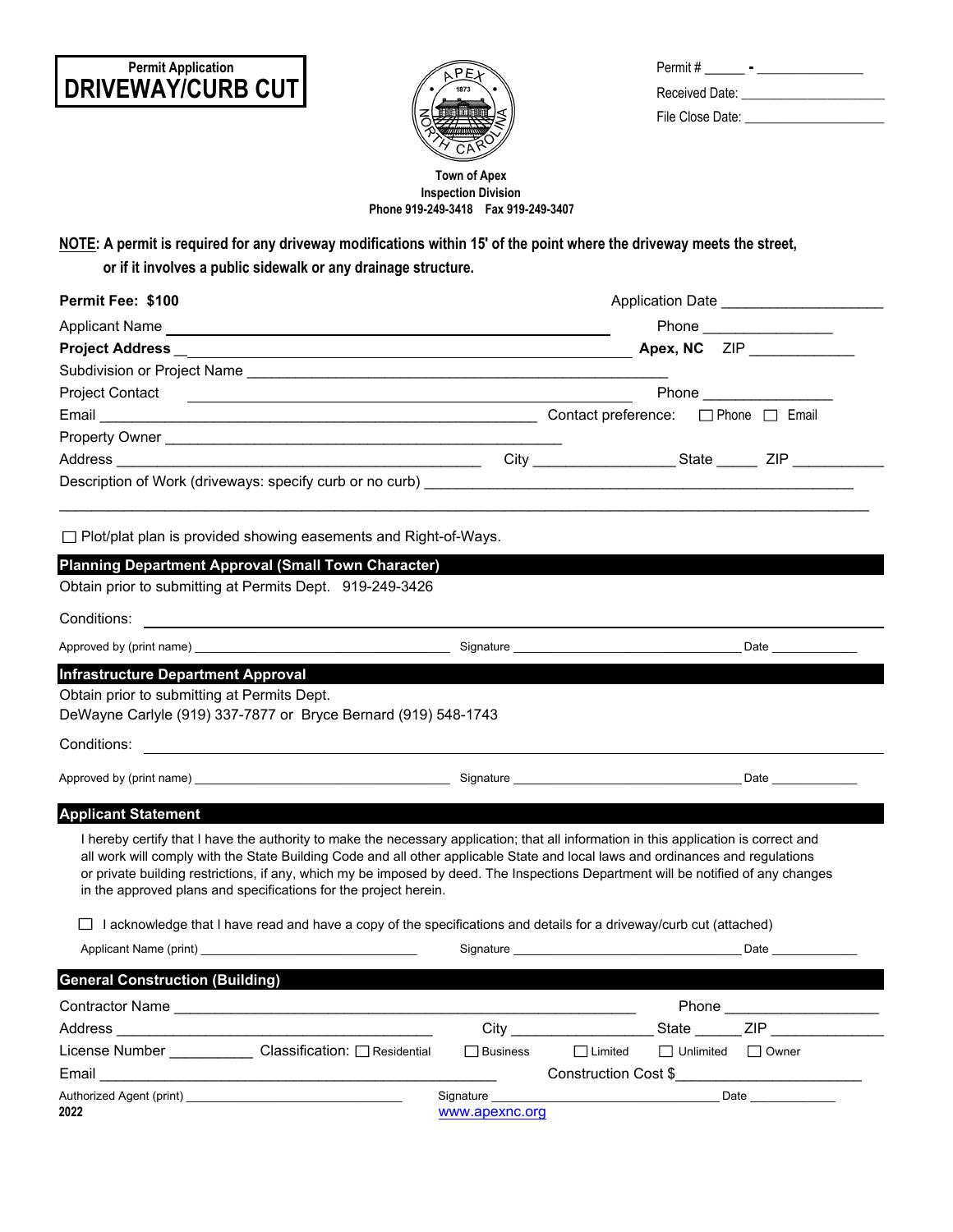**Permit Application**
# DRIVEWAY/CURB CUT

Permit # ______ - ________________

Received Date: ______________________

File Close Date: ______________________

**Town of Apex**
**Inspection Division**
**Phone 919-249-3418 Fax 919-249-3407**

**NOTE: A permit is required for any driveway modifications within 15' of the point where the driveway meets the street, or if it involves a public sidewalk or any drainage structure.**

**Permit Fee: $100** Application Date ____________________

Applicant Name ______________________________________________ Phone ________________

**Project Address** ______________________________________________ **Apex, NC** ZIP _____________

Subdivision or Project Name ____________________________________________________

Project Contact ______________________________________________ Phone ________________

Email ______________________________________________ Contact preference: ☐ Phone ☐ Email

Property Owner ____________________________________________________

Address ______________________________________________ City __________________ State _____ ZIP ___________

Description of Work (driveways: specify curb or no curb) ____________________________________________________

____________________________________________________________________________________________

☐ Plot/plat plan is provided showing easements and Right-of-Ways.

## Planning Department Approval (Small Town Character)

Obtain prior to submitting at Permits Dept. 919-249-3426

Conditions: ____________________________________________________________________________

Approved by (print name) ______________________________ Signature ______________________________ Date _____________

## Infrastructure Department Approval

Obtain prior to submitting at Permits Dept.
DeWayne Carlyle (919) 337-7877 or Bryce Bernard (919) 548-1743

Conditions: ____________________________________________________________________________

Approved by (print name) ______________________________ Signature ______________________________ Date _____________

## Applicant Statement

I hereby certify that I have the authority to make the necessary application; that all information in this application is correct and all work will comply with the State Building Code and all other applicable State and local laws and ordinances and regulations or private building restrictions, if any, which my be imposed by deed. The Inspections Department will be notified of any changes in the approved plans and specifications for the project herein.

☐ I acknowledge that I have read and have a copy of the specifications and details for a driveway/curb cut (attached)

Applicant Name (print) ______________________________ Signature ______________________________ Date _____________

## General Construction (Building)

Contractor Name ______________________________________________ Phone ___________________

Address ______________________________________ City __________________ State ______ ZIP ______________

License Number ___________ Classification: ☐ Residential ☐ Business ☐ Limited ☐ Unlimited ☐ Owner

Email ______________________________________________ Construction Cost $________________________

Authorized Agent (print) ______________________________ Signature ______________________________ Date _____________

2022

www.apexnc.org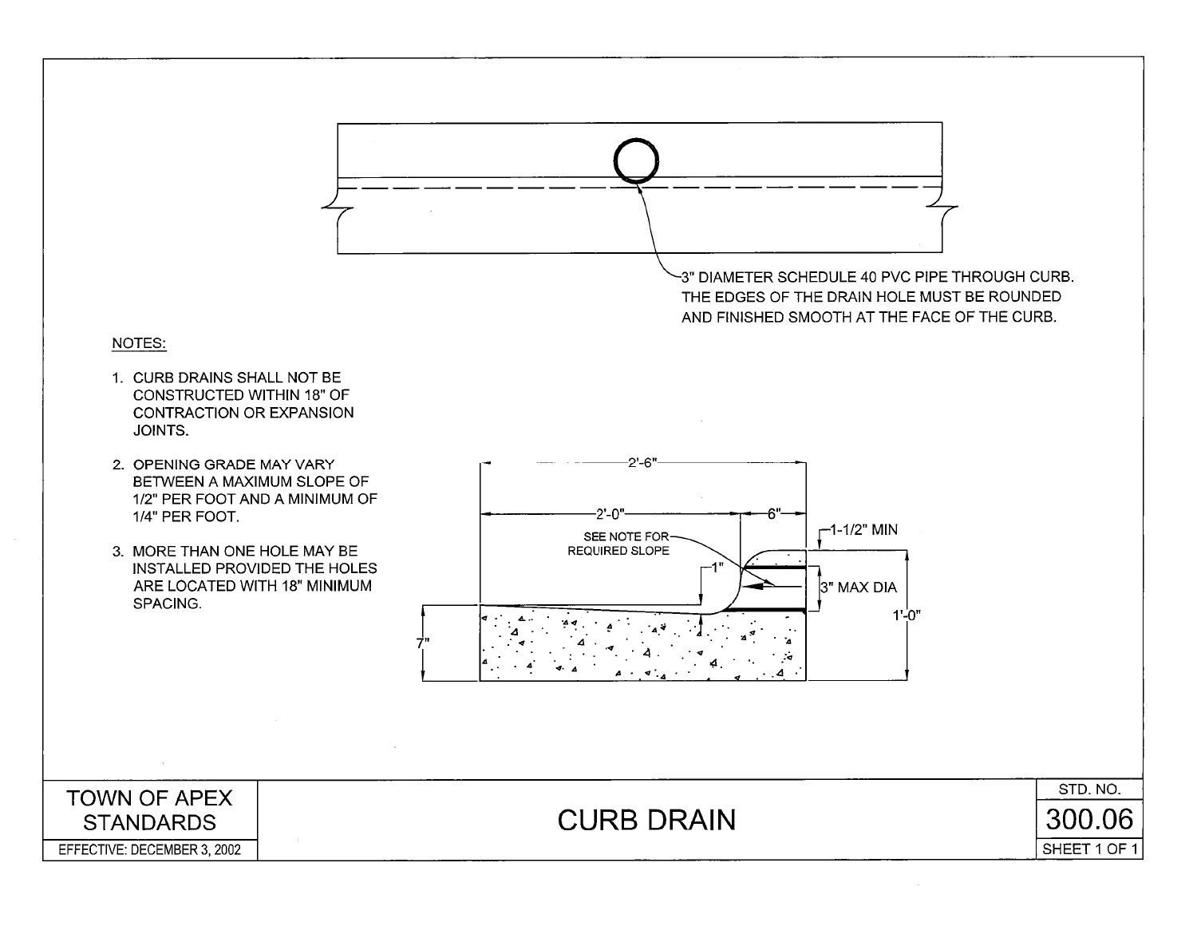3" DIAMETER SCHEDULE 40 PVC PIPE THROUGH CURB. THE EDGES OF THE DRAIN HOLE MUST BE ROUNDED AND FINISHED SMOOTH AT THE FACE OF THE CURB.

NOTES:

1. CURB DRAINS SHALL NOT BE CONSTRUCTED WITHIN 18" OF CONTRACTION OR EXPANSION JOINTS.
2. OPENING GRADE MAY VARY BETWEEN A MAXIMUM SLOPE OF 1/2" PER FOOT AND A MINIMUM OF 1/4" PER FOOT.
3. MORE THAN ONE HOLE MAY BE INSTALLED PROVIDED THE HOLES ARE LOCATED WITH 18" MINIMUM SPACING.

2'-6"

2'-0"

6"

SEE NOTE FOR REQUIRED SLOPE

1"

1-1/2" MIN

3" MAX DIA

1'-0"

7"

| TOWN OF APEX STANDARDS | CURB DRAIN | STD. NO. 300.06 |
| --- | --- | --- |
| EFFECTIVE: DECEMBER 3, 2002 | | SHEET 1 OF 1 |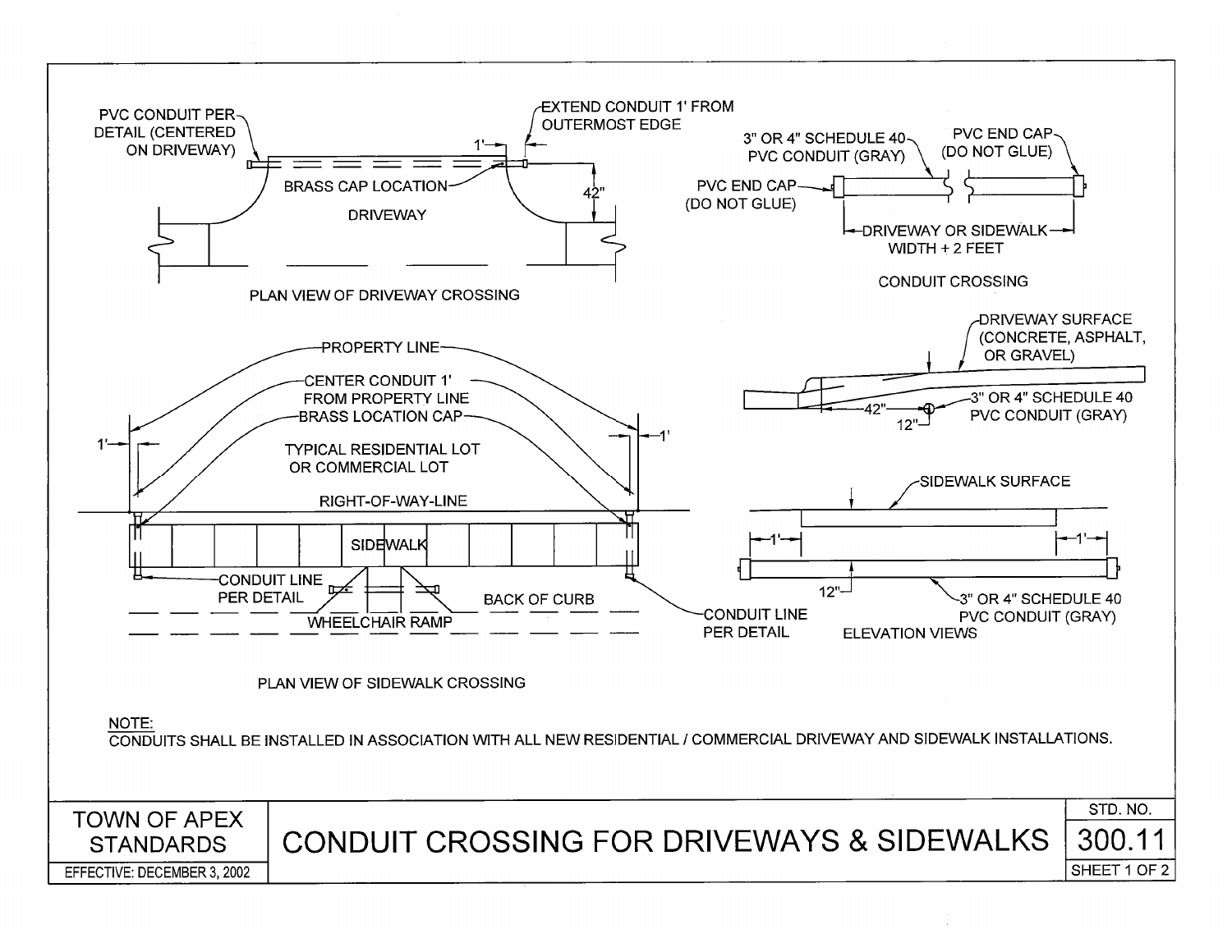PVC CONDUIT PER DETAIL (CENTERED ON DRIVEWAY)

EXTEND CONDUIT 1' FROM OUTERMOST EDGE

1'

BRASS CAP LOCATION

42"

DRIVEWAY

PLAN VIEW OF DRIVEWAY CROSSING

3" OR 4" SCHEDULE 40 PVC CONDUIT (GRAY)

PVC END CAP (DO NOT GLUE)

PVC END CAP (DO NOT GLUE)

DRIVEWAY OR SIDEWALK WIDTH + 2 FEET

CONDUIT CROSSING

PROPERTY LINE

CENTER CONDUIT 1' FROM PROPERTY LINE

BRASS LOCATION CAP

1'

1'

TYPICAL RESIDENTIAL LOT OR COMMERCIAL LOT

RIGHT-OF-WAY-LINE

SIDEWALK

CONDUIT LINE PER DETAIL

WHEELCHAIR RAMP

BACK OF CURB

CONDUIT LINE PER DETAIL

PLAN VIEW OF SIDEWALK CROSSING

DRIVEWAY SURFACE (CONCRETE, ASPHALT, OR GRAVEL)

42"

12"

3" OR 4" SCHEDULE 40 PVC CONDUIT (GRAY)

SIDEWALK SURFACE

1'

1'

12"

3" OR 4" SCHEDULE 40 PVC CONDUIT (GRAY)

ELEVATION VIEWS

NOTE:
CONDUITS SHALL BE INSTALLED IN ASSOCIATION WITH ALL NEW RESIDENTIAL / COMMERCIAL DRIVEWAY AND SIDEWALK INSTALLATIONS.

| TOWN OF APEX STANDARDS | CONDUIT CROSSING FOR DRIVEWAYS & SIDEWALKS | STD. NO. 300.11 |
| --- | --- | --- |
| EFFECTIVE: DECEMBER 3, 2002 | | SHEET 1 OF 2 |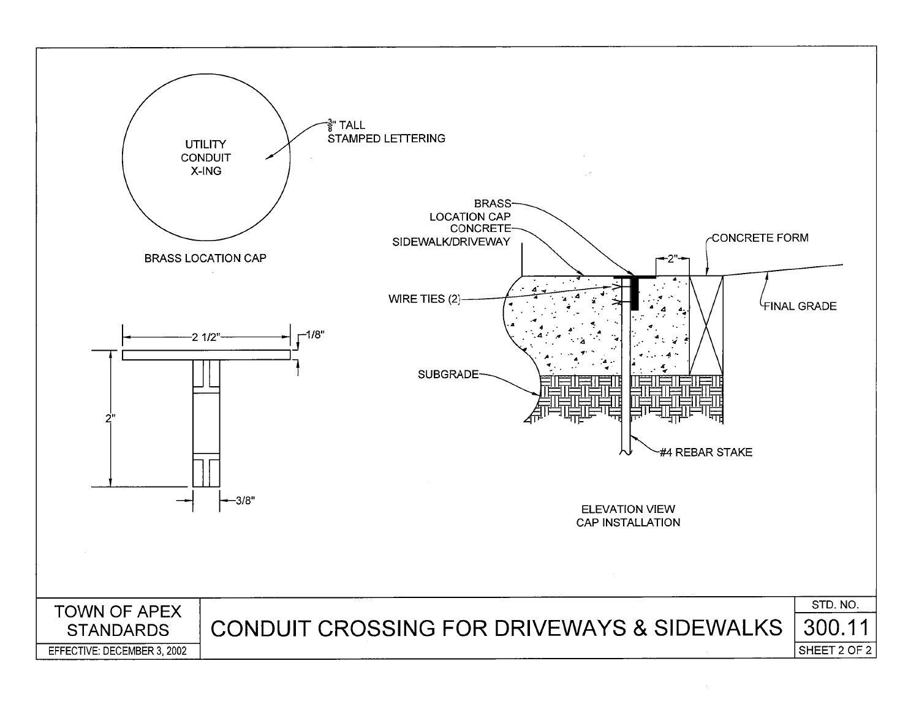UTILITY
CONDUIT
X-ING

$\frac{3}{8}$" TALL
STAMPED LETTERING

BRASS LOCATION CAP

2 1/2"

1/8"

2"

3/8"

BRASS
LOCATION CAP

CONCRETE
SIDEWALK/DRIVEWAY

CONCRETE FORM

2"

WIRE TIES (2)

FINAL GRADE

SUBGRADE

#4 REBAR STAKE

ELEVATION VIEW
CAP INSTALLATION

| TOWN OF APEX STANDARDS | CONDUIT CROSSING FOR DRIVEWAYS & SIDEWALKS | STD. NO. 300.11 |
| --- | --- | --- |
| EFFECTIVE: DECEMBER 3, 2002 | | SHEET 2 OF 2 |